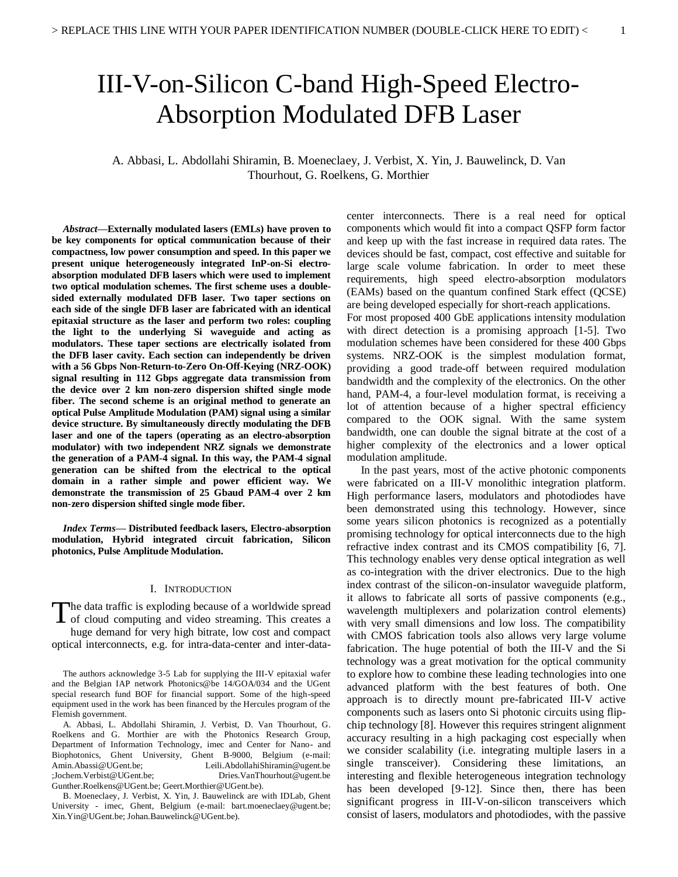# III-V-on-Silicon C-band High-Speed Electro-Absorption Modulated DFB Laser

A. Abbasi, L. Abdollahi Shiramin, B. Moeneclaey, J. Verbist, X. Yin, J. Bauwelinck, D. Van Thourhout, G. Roelkens, G. Morthier

***Abstract*—Externally modulated lasers (EMLs) have proven to be key components for optical communication because of their compactness, low power consumption and speed. In this paper we present unique heterogeneously integrated InP-on-Si electro-absorption modulated DFB lasers which were used to implement two optical modulation schemes. The first scheme uses a double-sided externally modulated DFB laser. Two taper sections on each side of the single DFB laser are fabricated with an identical epitaxial structure as the laser and perform two roles: coupling the light to the underlying Si waveguide and acting as modulators. These taper sections are electrically isolated from the DFB laser cavity. Each section can independently be driven with a 56 Gbps Non-Return-to-Zero On-Off-Keying (NRZ-OOK) signal resulting in 112 Gbps aggregate data transmission from the device over 2 km non-zero dispersion shifted single mode fiber. The second scheme is an original method to generate an optical Pulse Amplitude Modulation (PAM) signal using a similar device structure. By simultaneously directly modulating the DFB laser and one of the tapers (operating as an electro-absorption modulator) with two independent NRZ signals we demonstrate the generation of a PAM-4 signal. In this way, the PAM-4 signal generation can be shifted from the electrical to the optical domain in a rather simple and power efficient way. We demonstrate the transmission of 25 Gbaud PAM-4 over 2 km non-zero dispersion shifted single mode fiber.**

***Index Terms*— Distributed feedback lasers, Electro-absorption modulation, Hybrid integrated circuit fabrication, Silicon photonics, Pulse Amplitude Modulation.**

## I. Introduction

The data traffic is exploding because of a worldwide spread of cloud computing and video streaming. This creates a huge demand for very high bitrate, low cost and compact optical interconnects, e.g. for intra-data-center and inter-data-center interconnects. There is a real need for optical components which would fit into a compact QSFP form factor and keep up with the fast increase in required data rates. The devices should be fast, compact, cost effective and suitable for large scale volume fabrication. In order to meet these requirements, high speed electro-absorption modulators (EAMs) based on the quantum confined Stark effect (QCSE) are being developed especially for short-reach applications.

For most proposed 400 GbE applications intensity modulation with direct detection is a promising approach [1-5]. Two modulation schemes have been considered for these 400 Gbps systems. NRZ-OOK is the simplest modulation format, providing a good trade-off between required modulation bandwidth and the complexity of the electronics. On the other hand, PAM-4, a four-level modulation format, is receiving a lot of attention because of a higher spectral efficiency compared to the OOK signal. With the same system bandwidth, one can double the signal bitrate at the cost of a higher complexity of the electronics and a lower optical modulation amplitude.

In the past years, most of the active photonic components were fabricated on a III-V monolithic integration platform. High performance lasers, modulators and photodiodes have been demonstrated using this technology. However, since some years silicon photonics is recognized as a potentially promising technology for optical interconnects due to the high refractive index contrast and its CMOS compatibility [6, 7]. This technology enables very dense optical integration as well as co-integration with the driver electronics. Due to the high index contrast of the silicon-on-insulator waveguide platform, it allows to fabricate all sorts of passive components (e.g., wavelength multiplexers and polarization control elements) with very small dimensions and low loss. The compatibility with CMOS fabrication tools also allows very large volume fabrication. The huge potential of both the III-V and the Si technology was a great motivation for the optical community to explore how to combine these leading technologies into one advanced platform with the best features of both. One approach is to directly mount pre-fabricated III-V active components such as lasers onto Si photonic circuits using flip-chip technology [8]. However this requires stringent alignment accuracy resulting in a high packaging cost especially when we consider scalability (i.e. integrating multiple lasers in a single transceiver). Considering these limitations, an interesting and flexible heterogeneous integration technology has been developed [9-12]. Since then, there has been significant progress in III-V-on-silicon transceivers which consist of lasers, modulators and photodiodes, with the passive

The authors acknowledge 3-5 Lab for supplying the III-V epitaxial wafer and the Belgian IAP network Photonics@be 14/GOA/034 and the UGent special research fund BOF for financial support. Some of the high-speed equipment used in the work has been financed by the Hercules program of the Flemish government.

A. Abbasi, L. Abdollahi Shiramin, J. Verbist, D. Van Thourhout, G. Roelkens and G. Morthier are with the Photonics Research Group, Department of Information Technology, imec and Center for Nano- and Biophotonics, Ghent University, Ghent B-9000, Belgium (e-mail: Amin.Abassi@UGent.be; Leili.AbdollahiShiramin@ugent.be ;Jochem.Verbist@UGent.be; Dries.VanThourhout@ugent.be Gunther.Roelkens@UGent.be; Geert.Morthier@UGent.be).

B. Moeneclaey, J. Verbist, X. Yin, J. Bauwelinck are with IDLab, Ghent University - imec, Ghent, Belgium (e-mail: bart.moeneclaey@ugent.be; Xin.Yin@UGent.be; Johan.Bauwelinck@UGent.be).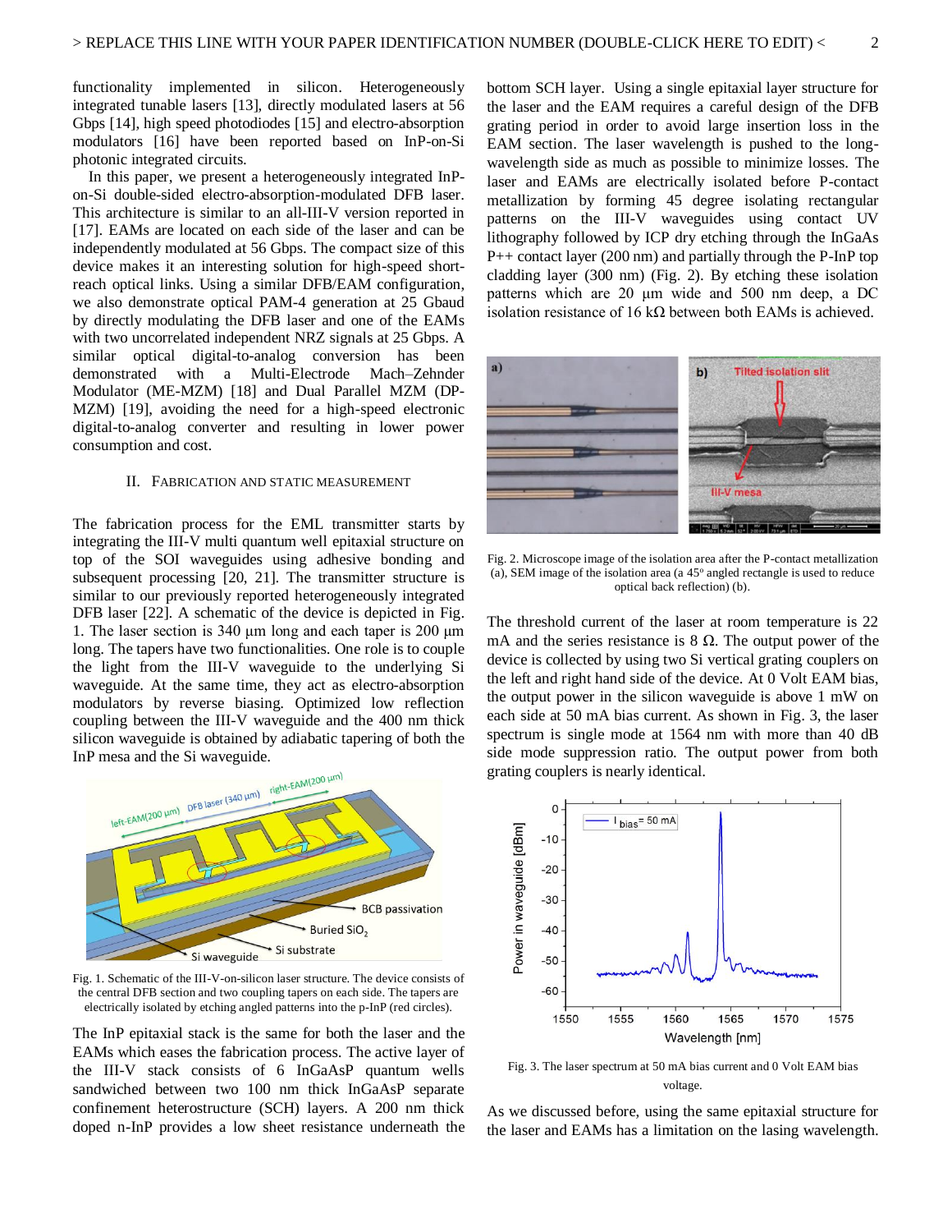functionality implemented in silicon. Heterogeneously integrated tunable lasers [13], directly modulated lasers at 56 Gbps [14], high speed photodiodes [15] and electro-absorption modulators [16] have been reported based on InP-on-Si photonic integrated circuits.

In this paper, we present a heterogeneously integrated InP-on-Si double-sided electro-absorption-modulated DFB laser. This architecture is similar to an all-III-V version reported in [17]. EAMs are located on each side of the laser and can be independently modulated at 56 Gbps. The compact size of this device makes it an interesting solution for high-speed short-reach optical links. Using a similar DFB/EAM configuration, we also demonstrate optical PAM-4 generation at 25 Gbaud by directly modulating the DFB laser and one of the EAMs with two uncorrelated independent NRZ signals at 25 Gbps. A similar optical digital-to-analog conversion has been demonstrated with a Multi-Electrode Mach–Zehnder Modulator (ME-MZM) [18] and Dual Parallel MZM (DP-MZM) [19], avoiding the need for a high-speed electronic digital-to-analog converter and resulting in lower power consumption and cost.

## II. Fabrication and Static Measurement

The fabrication process for the EML transmitter starts by integrating the III-V multi quantum well epitaxial structure on top of the SOI waveguides using adhesive bonding and subsequent processing [20, 21]. The transmitter structure is similar to our previously reported heterogeneously integrated DFB laser [22]. A schematic of the device is depicted in Fig. 1. The laser section is 340 µm long and each taper is 200 µm long. The tapers have two functionalities. One role is to couple the light from the III-V waveguide to the underlying Si waveguide. At the same time, they act as electro-absorption modulators by reverse biasing. Optimized low reflection coupling between the III-V waveguide and the 400 nm thick silicon waveguide is obtained by adiabatic tapering of both the InP mesa and the Si waveguide.

Fig. 1. Schematic of the III-V-on-silicon laser structure. The device consists of the central DFB section and two coupling tapers on each side. The tapers are electrically isolated by etching angled patterns into the p-InP (red circles).

The InP epitaxial stack is the same for both the laser and the EAMs which eases the fabrication process. The active layer of the III-V stack consists of 6 InGaAsP quantum wells sandwiched between two 100 nm thick InGaAsP separate confinement heterostructure (SCH) layers. A 200 nm thick doped n-InP provides a low sheet resistance underneath the bottom SCH layer. Using a single epitaxial layer structure for the laser and the EAM requires a careful design of the DFB grating period in order to avoid large insertion loss in the EAM section. The laser wavelength is pushed to the long-wavelength side as much as possible to minimize losses. The laser and EAMs are electrically isolated before P-contact metallization by forming 45 degree isolating rectangular patterns on the III-V waveguides using contact UV lithography followed by ICP dry etching through the InGaAs P++ contact layer (200 nm) and partially through the P-InP top cladding layer (300 nm) (Fig. 2). By etching these isolation patterns which are 20 µm wide and 500 nm deep, a DC isolation resistance of 16 kΩ between both EAMs is achieved.

Fig. 2. Microscope image of the isolation area after the P-contact metallization (a), SEM image of the isolation area (a 45° angled rectangle is used to reduce optical back reflection) (b).

The threshold current of the laser at room temperature is 22 mA and the series resistance is 8 Ω. The output power of the device is collected by using two Si vertical grating couplers on the left and right hand side of the device. At 0 Volt EAM bias, the output power in the silicon waveguide is above 1 mW on each side at 50 mA bias current. As shown in Fig. 3, the laser spectrum is single mode at 1564 nm with more than 40 dB side mode suppression ratio. The output power from both grating couplers is nearly identical.

Fig. 3. The laser spectrum at 50 mA bias current and 0 Volt EAM bias voltage.

As we discussed before, using the same epitaxial structure for the laser and EAMs has a limitation on the lasing wavelength.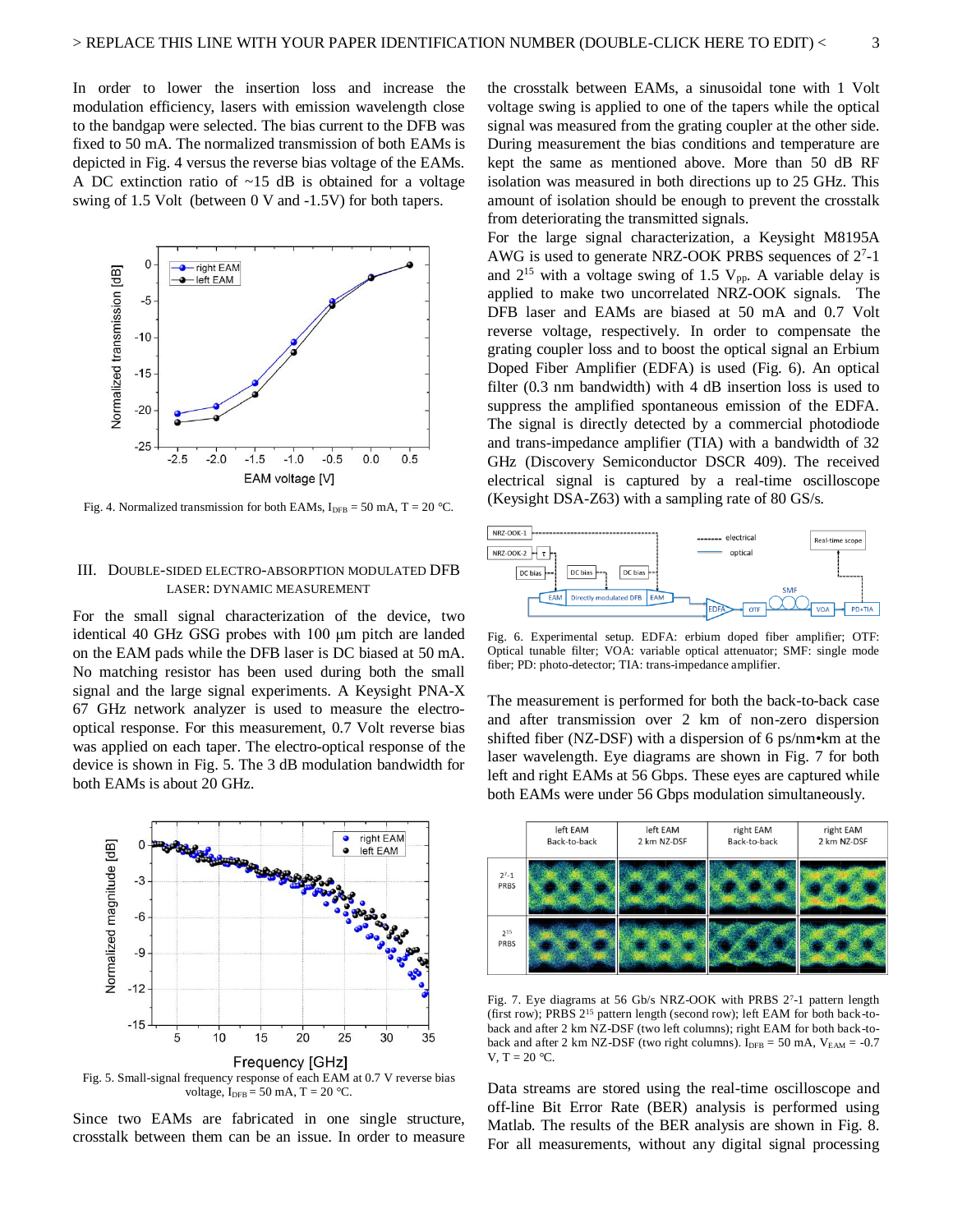In order to lower the insertion loss and increase the modulation efficiency, lasers with emission wavelength close to the bandgap were selected. The bias current to the DFB was fixed to 50 mA. The normalized transmission of both EAMs is depicted in Fig. 4 versus the reverse bias voltage of the EAMs. A DC extinction ratio of ~15 dB is obtained for a voltage swing of 1.5 Volt (between 0 V and -1.5V) for both tapers.

Fig. 4. Normalized transmission for both EAMs, $I_{DFB}$ = 50 mA, T = 20 °C.

## III. Double-Sided Electro-Absorption Modulated DFB Laser: Dynamic Measurement

For the small signal characterization of the device, two identical 40 GHz GSG probes with 100 µm pitch are landed on the EAM pads while the DFB laser is DC biased at 50 mA. No matching resistor has been used during both the small signal and the large signal experiments. A Keysight PNA-X 67 GHz network analyzer is used to measure the electro-optical response. For this measurement, 0.7 Volt reverse bias was applied on each taper. The electro-optical response of the device is shown in Fig. 5. The 3 dB modulation bandwidth for both EAMs is about 20 GHz.

Fig. 5. Small-signal frequency response of each EAM at 0.7 V reverse bias voltage, $I_{DFB}$ = 50 mA, T = 20 °C.

Since two EAMs are fabricated in one single structure, crosstalk between them can be an issue. In order to measure the crosstalk between EAMs, a sinusoidal tone with 1 Volt voltage swing is applied to one of the tapers while the optical signal was measured from the grating coupler at the other side. During measurement the bias conditions and temperature are kept the same as mentioned above. More than 50 dB RF isolation was measured in both directions up to 25 GHz. This amount of isolation should be enough to prevent the crosstalk from deteriorating the transmitted signals.

For the large signal characterization, a Keysight M8195A AWG is used to generate NRZ-OOK PRBS sequences of $2^7$-1 and $2^{15}$ with a voltage swing of 1.5 $V_{pp}$. A variable delay is applied to make two uncorrelated NRZ-OOK signals. The DFB laser and EAMs are biased at 50 mA and 0.7 Volt reverse voltage, respectively. In order to compensate the grating coupler loss and to boost the optical signal an Erbium Doped Fiber Amplifier (EDFA) is used (Fig. 6). An optical filter (0.3 nm bandwidth) with 4 dB insertion loss is used to suppress the amplified spontaneous emission of the EDFA. The signal is directly detected by a commercial photodiode and trans-impedance amplifier (TIA) with a bandwidth of 32 GHz (Discovery Semiconductor DSCR 409). The received electrical signal is captured by a real-time oscilloscope (Keysight DSA-Z63) with a sampling rate of 80 GS/s.

Fig. 6. Experimental setup. EDFA: erbium doped fiber amplifier; OTF: Optical tunable filter; VOA: variable optical attenuator; SMF: single mode fiber; PD: photo-detector; TIA: trans-impedance amplifier.

The measurement is performed for both the back-to-back case and after transmission over 2 km of non-zero dispersion shifted fiber (NZ-DSF) with a dispersion of 6 ps/nm•km at the laser wavelength. Eye diagrams are shown in Fig. 7 for both left and right EAMs at 56 Gbps. These eyes are captured while both EAMs were under 56 Gbps modulation simultaneously.

Fig. 7. Eye diagrams at 56 Gb/s NRZ-OOK with PRBS $2^7$-1 pattern length (first row); PRBS $2^{15}$ pattern length (second row); left EAM for both back-to-back and after 2 km NZ-DSF (two left columns); right EAM for both back-to-back and after 2 km NZ-DSF (two right columns). $I_{DFB}$ = 50 mA, $V_{EAM}$ = -0.7 V, T = 20 °C.

Data streams are stored using the real-time oscilloscope and off-line Bit Error Rate (BER) analysis is performed using Matlab. The results of the BER analysis are shown in Fig. 8. For all measurements, without any digital signal processing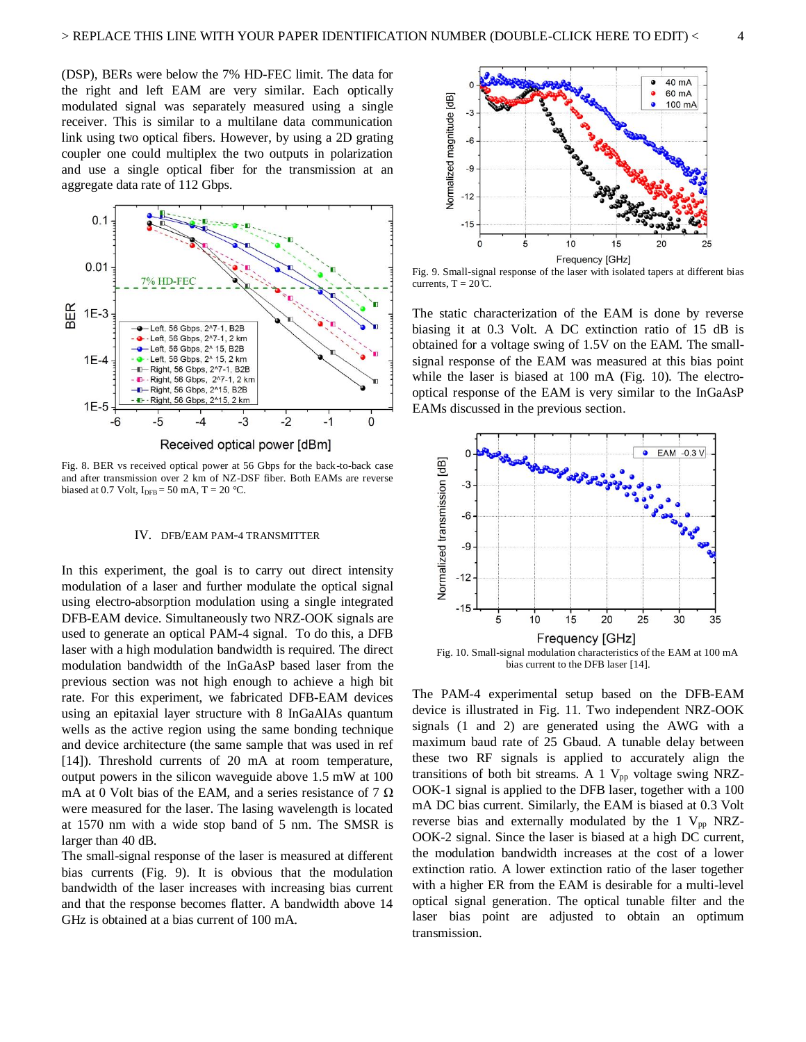(DSP), BERs were below the 7% HD-FEC limit. The data for the right and left EAM are very similar. Each optically modulated signal was separately measured using a single receiver. This is similar to a multilane data communication link using two optical fibers. However, by using a 2D grating coupler one could multiplex the two outputs in polarization and use a single optical fiber for the transmission at an aggregate data rate of 112 Gbps.

Fig. 8. BER vs received optical power at 56 Gbps for the back-to-back case and after transmission over 2 km of NZ-DSF fiber. Both EAMs are reverse biased at 0.7 Volt, $I_{DFB}$ = 50 mA, T = 20 °C.

## IV. DFB/EAM PAM-4 TRANSMITTER

In this experiment, the goal is to carry out direct intensity modulation of a laser and further modulate the optical signal using electro-absorption modulation using a single integrated DFB-EAM device. Simultaneously two NRZ-OOK signals are used to generate an optical PAM-4 signal. To do this, a DFB laser with a high modulation bandwidth is required. The direct modulation bandwidth of the InGaAsP based laser from the previous section was not high enough to achieve a high bit rate. For this experiment, we fabricated DFB-EAM devices using an epitaxial layer structure with 8 InGaAlAs quantum wells as the active region using the same bonding technique and device architecture (the same sample that was used in ref [14]). Threshold currents of 20 mA at room temperature, output powers in the silicon waveguide above 1.5 mW at 100 mA at 0 Volt bias of the EAM, and a series resistance of 7 Ω were measured for the laser. The lasing wavelength is located at 1570 nm with a wide stop band of 5 nm. The SMSR is larger than 40 dB.

The small-signal response of the laser is measured at different bias currents (Fig. 9). It is obvious that the modulation bandwidth of the laser increases with increasing bias current and that the response becomes flatter. A bandwidth above 14 GHz is obtained at a bias current of 100 mA.

Fig. 9. Small-signal response of the laser with isolated tapers at different bias currents, T = 20 ℃.

The static characterization of the EAM is done by reverse biasing it at 0.3 Volt. A DC extinction ratio of 15 dB is obtained for a voltage swing of 1.5V on the EAM. The small-signal response of the EAM was measured at this bias point while the laser is biased at 100 mA (Fig. 10). The electro-optical response of the EAM is very similar to the InGaAsP EAMs discussed in the previous section.

Fig. 10. Small-signal modulation characteristics of the EAM at 100 mA bias current to the DFB laser [14].

The PAM-4 experimental setup based on the DFB-EAM device is illustrated in Fig. 11. Two independent NRZ-OOK signals (1 and 2) are generated using the AWG with a maximum baud rate of 25 Gbaud. A tunable delay between these two RF signals is applied to accurately align the transitions of both bit streams. A 1 $V_{pp}$ voltage swing NRZ-OOK-1 signal is applied to the DFB laser, together with a 100 mA DC bias current. Similarly, the EAM is biased at 0.3 Volt reverse bias and externally modulated by the 1 $V_{pp}$ NRZ-OOK-2 signal. Since the laser is biased at a high DC current, the modulation bandwidth increases at the cost of a lower extinction ratio. A lower extinction ratio of the laser together with a higher ER from the EAM is desirable for a multi-level optical signal generation. The optical tunable filter and the laser bias point are adjusted to obtain an optimum transmission.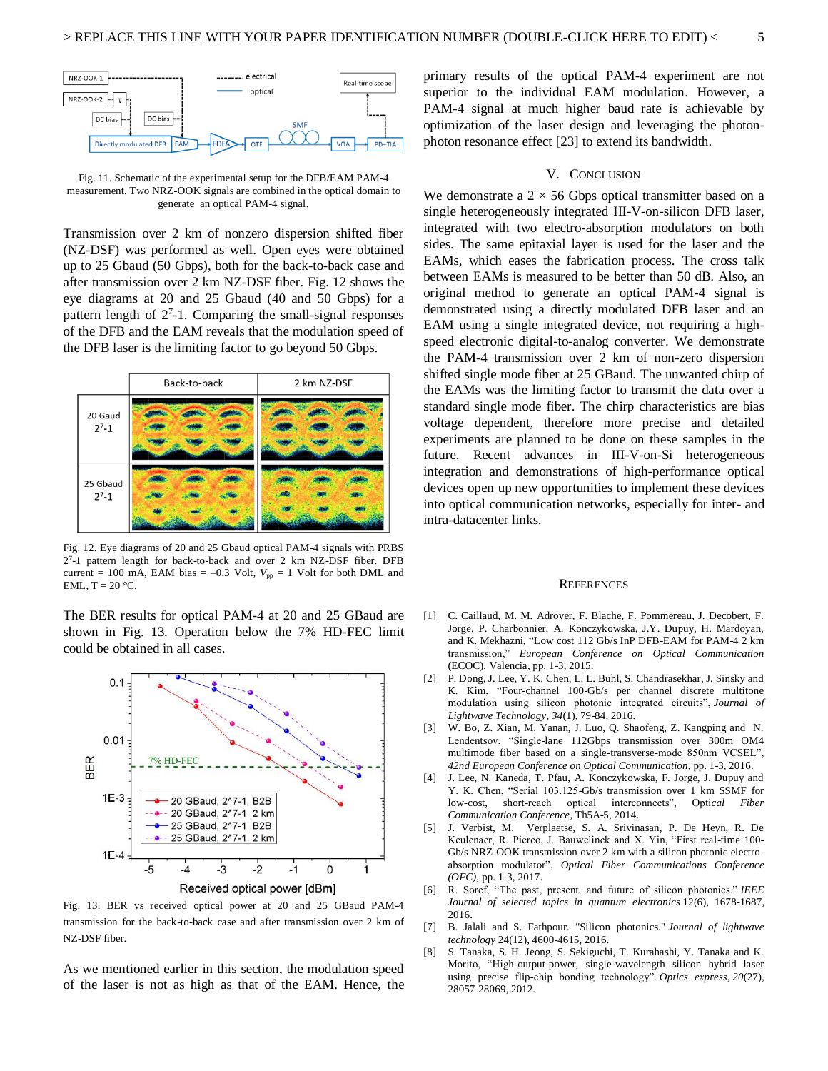Fig. 11. Schematic of the experimental setup for the DFB/EAM PAM-4 measurement. Two NRZ-OOK signals are combined in the optical domain to generate an optical PAM-4 signal.

Transmission over 2 km of nonzero dispersion shifted fiber (NZ-DSF) was performed as well. Open eyes were obtained up to 25 Gbaud (50 Gbps), both for the back-to-back case and after transmission over 2 km NZ-DSF fiber. Fig. 12 shows the eye diagrams at 20 and 25 Gbaud (40 and 50 Gbps) for a pattern length of $2^7$-1. Comparing the small-signal responses of the DFB and the EAM reveals that the modulation speed of the DFB laser is the limiting factor to go beyond 50 Gbps.

Fig. 12. Eye diagrams of 20 and 25 Gbaud optical PAM-4 signals with PRBS $2^7$-1 pattern length for back-to-back and over 2 km NZ-DSF fiber. DFB current = 100 mA, EAM bias = –0.3 Volt, $V_{pp}$ = 1 Volt for both DML and EML, T = 20 °C.

The BER results for optical PAM-4 at 20 and 25 GBaud are shown in Fig. 13. Operation below the 7% HD-FEC limit could be obtained in all cases.

Fig. 13. BER vs received optical power at 20 and 25 GBaud PAM-4 transmission for the back-to-back case and after transmission over 2 km of NZ-DSF fiber.

As we mentioned earlier in this section, the modulation speed of the laser is not as high as that of the EAM. Hence, the primary results of the optical PAM-4 experiment are not superior to the individual EAM modulation. However, a PAM-4 signal at much higher baud rate is achievable by optimization of the laser design and leveraging the photon-photon resonance effect [23] to extend its bandwidth.

## V. Conclusion

We demonstrate a 2 × 56 Gbps optical transmitter based on a single heterogeneously integrated III-V-on-silicon DFB laser, integrated with two electro-absorption modulators on both sides. The same epitaxial layer is used for the laser and the EAMs, which eases the fabrication process. The cross talk between EAMs is measured to be better than 50 dB. Also, an original method to generate an optical PAM-4 signal is demonstrated using a directly modulated DFB laser and an EAM using a single integrated device, not requiring a high-speed electronic digital-to-analog converter. We demonstrate the PAM-4 transmission over 2 km of non-zero dispersion shifted single mode fiber at 25 GBaud. The unwanted chirp of the EAMs was the limiting factor to transmit the data over a standard single mode fiber. The chirp characteristics are bias voltage dependent, therefore more precise and detailed experiments are planned to be done on these samples in the future. Recent advances in III-V-on-Si heterogeneous integration and demonstrations of high-performance optical devices open up new opportunities to implement these devices into optical communication networks, especially for inter- and intra-datacenter links.

## References

[1] C. Caillaud, M. M. Adrover, F. Blache, F. Pommereau, J. Decobert, F. Jorge, P. Charbonnier, A. Konczykowska, J.Y. Dupuy, H. Mardoyan, and K. Mekhazni, “Low cost 112 Gb/s InP DFB-EAM for PAM-4 2 km transmission,” *European Conference on Optical Communication* (ECOC), Valencia, pp. 1-3, 2015.

[2] P. Dong, J. Lee, Y. K. Chen, L. L. Buhl, S. Chandrasekhar, J. Sinsky and K. Kim, “Four-channel 100-Gb/s per channel discrete multitone modulation using silicon photonic integrated circuits”, *Journal of Lightwave Technology*, *34*(1), 79-84, 2016.

[3] W. Bo, Z. Xian, M. Yanan, J. Luo, Q. Shaofeng, Z. Kangping and N. Ledentsov, “Single-lane 112Gbps transmission over 300m OM4 multimode fiber based on a single-transverse-mode 850nm VCSEL”, *42nd European Conference on Optical Communication*, pp. 1-3, 2016.

[4] J. Lee, N. Kaneda, T. Pfau, A. Konczykowska, F. Jorge, J. Dupuy and Y. K. Chen, “Serial 103.125-Gb/s transmission over 1 km SSMF for low-cost, short-reach optical interconnects”, *Optical Fiber Communication Conference*, Th5A-5, 2014.

[5] J. Verbist, M. Verplaetse, S. A. Srivinasan, P. De Heyn, R. De Keulenaer, R. Pierco, J. Bauwelinck and X. Yin, “First real-time 100-Gb/s NRZ-OOK transmission over 2 km with a silicon photonic electro-absorption modulator”, *Optical Fiber Communications Conference (OFC)*, pp. 1-3, 2017.

[6] R. Soref, “The past, present, and future of silicon photonics.” *IEEE Journal of selected topics in quantum electronics* 12(6), 1678-1687, 2016.

[7] B. Jalali and S. Fathpour. "Silicon photonics." *Journal of lightwave technology* 24(12), 4600-4615, 2016.

[8] S. Tanaka, S. H. Jeong, S. Sekiguchi, T. Kurahashi, Y. Tanaka and K. Morito, “High-output-power, single-wavelength silicon hybrid laser using precise flip-chip bonding technology”. *Optics express*, *20*(27), 28057-28069, 2012.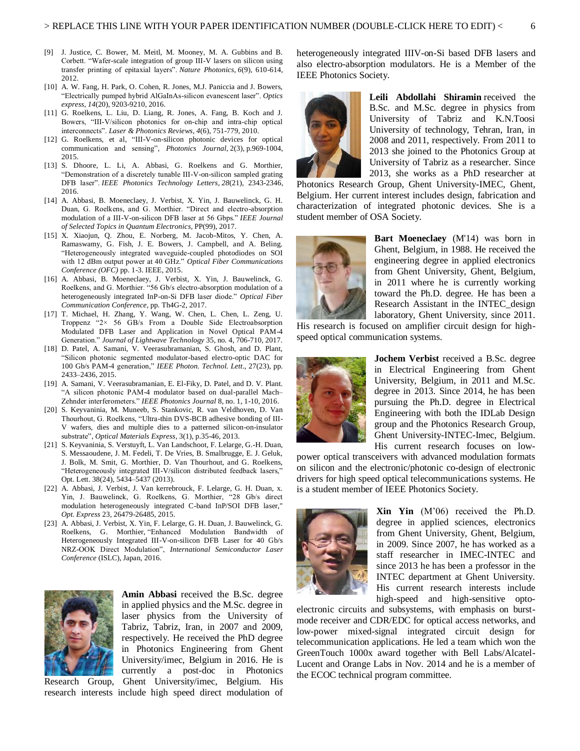[9] J. Justice, C. Bower, M. Meitl, M. Mooney, M. A. Gubbins and B. Corbett. "Wafer-scale integration of group III-V lasers on silicon using transfer printing of epitaxial layers". *Nature Photonics*, *6*(9), 610-614, 2012.

[10] A. W. Fang, H. Park, O. Cohen, R. Jones, M.J. Paniccia and J. Bowers, "Electrically pumped hybrid AlGaInAs-silicon evanescent laser". *Optics express*, *14*(20), 9203-9210, 2016.

[11] G. Roelkens, L. Liu, D. Liang, R. Jones, A. Fang, B. Koch and J. Bowers, "III-V/silicon photonics for on-chip and intra-chip optical interconnects". *Laser & Photonics Reviews*, *4*(6), 751-779, 2010.

[12] G. Roelkens, et al, "III-V-on-silicon photonic devices for optical communication and sensing", *Photonics Journal*, 2(3), p.969-1004, 2015.

[13] S. Dhoore, L. Li, A. Abbasi, G. Roelkens and G. Morthier, "Demonstration of a discretely tunable III-V-on-silicon sampled grating DFB laser". *IEEE Photonics Technology Letters*, *28*(21), 2343-2346, 2016.

[14] A. Abbasi, B. Moeneclaey, J. Verbist, X. Yin, J. Bauwelinck, G. H. Duan, G. Roelkens, and G. Morthier. "Direct and electro-absorption modulation of a III-V-on-silicon DFB laser at 56 Gbps." *IEEE Journal of Selected Topics in Quantum Electronics*, PP(99), 2017.

[15] X. Xiaojun, Q. Zhou, E. Norberg, M. Jacob-Mitos, Y. Chen, A. Ramaswamy, G. Fish, J. E. Bowers, J. Campbell, and A. Beling. "Heterogeneously integrated waveguide-coupled photodiodes on SOI with 12 dBm output power at 40 GHz." *Optical Fiber Communications Conference (OFC)* pp. 1-3. IEEE, 2015.

[16] A. Abbasi, B. Moeneclaey, J. Verbist, X. Yin, J. Bauwelinck, G. Roelkens, and G. Morthier. "56 Gb/s electro-absorption modulation of a heterogeneously integrated InP-on-Si DFB laser diode." *Optical Fiber Communication Conference*, pp. Th4G-2, 2017.

[17] T. Michael, H. Zhang, Y. Wang, W. Chen, L. Chen, L. Zeng, U. Troppenz "2× 56 GB/s From a Double Side Electroabsorption Modulated DFB Laser and Application in Novel Optical PAM-4 Generation." *Journal of Lightwave Technology* 35, no. 4, 706-710, 2017.

[18] D. Patel, A. Samani, V. Veerasubramanian, S. Ghosh, and D. Plant, "Silicon photonic segmented modulator-based electro-optic DAC for 100 Gb/s PAM-4 generation," *IEEE Photon. Technol. Lett*., 27(23), pp. 2433–2436, 2015.

[19] A. Samani, V. Veerasubramanian, E. El-Fiky, D. Patel, and D. V. Plant. "A silicon photonic PAM-4 modulator based on dual-parallel Mach–Zehnder interferometers." *IEEE Photonics Journal* 8, no. 1, 1-10, 2016.

[20] S. Keyvaninia, M. Muneeb, S. Stankovic, R. van Veldhoven, D. Van Thourhout, G. Roelkens, "Ultra-thin DVS-BCB adhesive bonding of III-V wafers, dies and multiple dies to a patterned silicon-on-insulator substrate", *Optical Materials Express*, 3(1), p.35-46, 2013.

[21] S. Keyvaninia, S. Verstuyft, L. Van Landschoot, F. Lelarge, G.-H. Duan, S. Messaoudene, J. M. Fedeli, T. De Vries, B. Smalbrugge, E. J. Geluk, J. Bolk, M. Smit, G. Morthier, D. Van Thourhout, and G. Roelkens, "Heterogeneously integrated III-V/silicon distributed feedback lasers," Opt. Lett. 38(24), 5434–5437 (2013).

[22] A. Abbasi, J. Verbist, J. Van kerrebrouck, F. Lelarge, G. H. Duan, x. Yin, J. Bauwelinck, G. Roelkens, G. Morthier, "28 Gb/s direct modulation heterogeneously integrated C-band InP/SOI DFB laser," *Opt. Express* 23, 26479-26485, 2015.

[23] A. Abbasi, J. Verbist, X. Yin, F. Lelarge, G. H. Duan, J. Bauwelinck, G. Roelkens, G. Morthier, "Enhanced Modulation Bandwidth of Heterogeneously Integrated III-V-on-silicon DFB Laser for 40 Gb/s NRZ-OOK Direct Modulation", *International Semiconductor Laser Conference* (ISLC), Japan, 2016.

**Amin Abbasi** received the B.Sc. degree in applied physics and the M.Sc. degree in laser physics from the University of Tabriz, Tabriz, Iran, in 2007 and 2009, respectively. He received the PhD degree in Photonics Engineering from Ghent University/imec, Belgium in 2016. He is currently a post-doc in Photonics Research Group, Ghent University/imec, Belgium. His research interests include high speed direct modulation of heterogeneously integrated IIIV-on-Si based DFB lasers and also electro-absorption modulators. He is a Member of the IEEE Photonics Society.

**Leili Abdollahi Shiramin** received the B.Sc. and M.Sc. degree in physics from University of Tabriz and K.N.Toosi University of technology, Tehran, Iran, in 2008 and 2011, respectively. From 2011 to 2013 she joined to the Photonics Group at University of Tabriz as a researcher. Since 2013, she works as a PhD researcher at Photonics Research Group, Ghent University-IMEC, Ghent, Belgium. Her current interest includes design, fabrication and characterization of integrated photonic devices. She is a student member of OSA Society.

**Bart Moeneclaey** (M'14) was born in Ghent, Belgium, in 1988. He received the engineering degree in applied electronics from Ghent University, Ghent, Belgium, in 2011 where he is currently working toward the Ph.D. degree. He has been a Research Assistant in the INTEC_design laboratory, Ghent University, since 2011. His research is focused on amplifier circuit design for high-speed optical communication systems.

**Jochem Verbist** received a B.Sc. degree in Electrical Engineering from Ghent University, Belgium, in 2011 and M.Sc. degree in 2013. Since 2014, he has been pursuing the Ph.D. degree in Electrical Engineering with both the IDLab Design group and the Photonics Research Group, Ghent University-INTEC-Imec, Belgium. His current research focuses on low-power optical transceivers with advanced modulation formats on silicon and the electronic/photonic co-design of electronic drivers for high speed optical telecommunications systems. He is a student member of IEEE Photonics Society.

**Xin Yin** (M'06) received the Ph.D. degree in applied sciences, electronics from Ghent University, Ghent, Belgium, in 2009. Since 2007, he has worked as a staff researcher in IMEC-INTEC and since 2013 he has been a professor in the INTEC department at Ghent University. His current research interests include high-speed and high-sensitive opto-electronic circuits and subsystems, with emphasis on burst-mode receiver and CDR/EDC for optical access networks, and low-power mixed-signal integrated circuit design for telecommunication applications. He led a team which won the GreenTouch 1000x award together with Bell Labs/Alcatel-Lucent and Orange Labs in Nov. 2014 and he is a member of the ECOC technical program committee.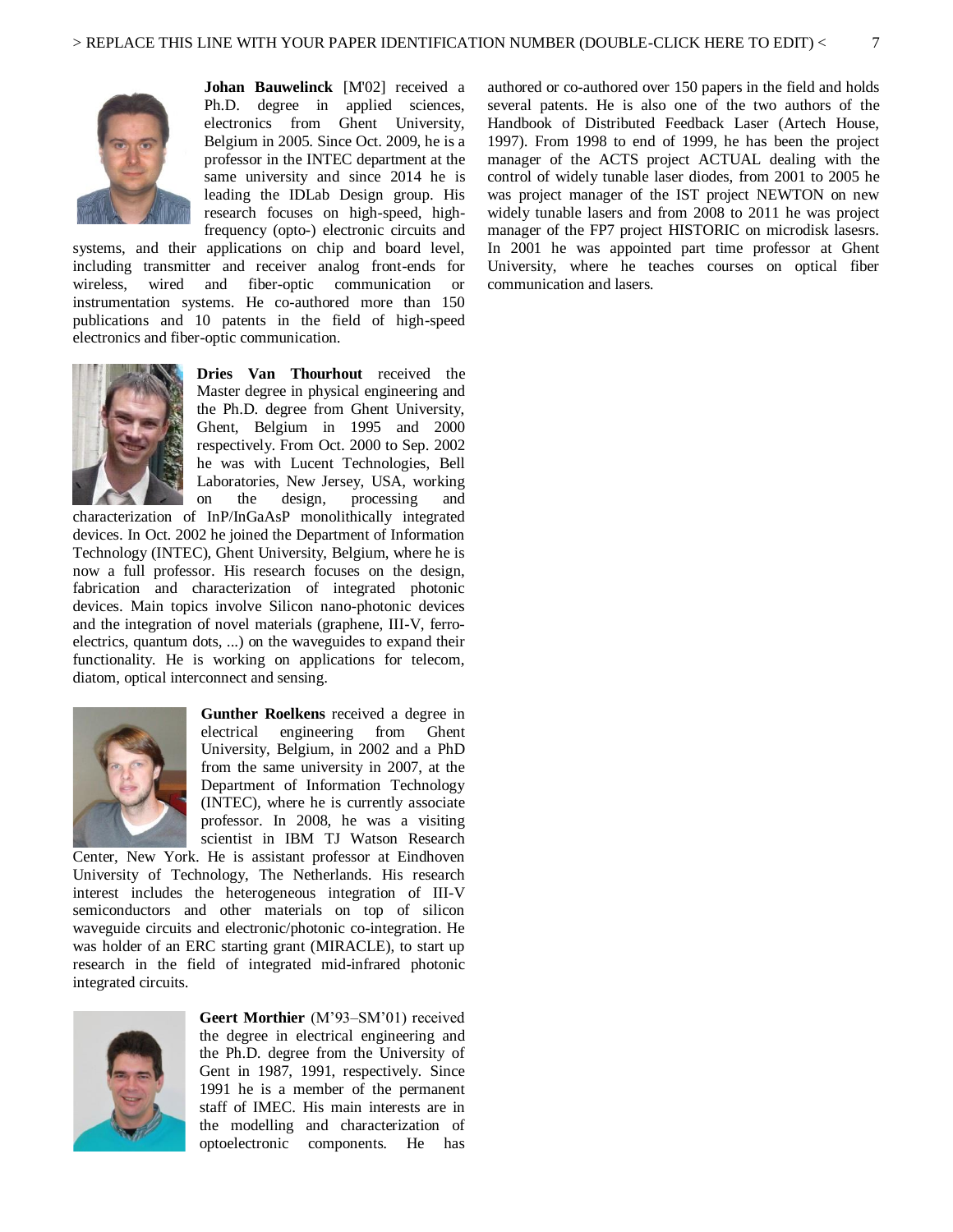**Johan Bauwelinck** [M'02] received a Ph.D. degree in applied sciences, electronics from Ghent University, Belgium in 2005. Since Oct. 2009, he is a professor in the INTEC department at the same university and since 2014 he is leading the IDLab Design group. His research focuses on high-speed, high-frequency (opto-) electronic circuits and systems, and their applications on chip and board level, including transmitter and receiver analog front-ends for wireless, wired and fiber-optic communication or instrumentation systems. He co-authored more than 150 publications and 10 patents in the field of high-speed electronics and fiber-optic communication.

**Dries Van Thourhout** received the Master degree in physical engineering and the Ph.D. degree from Ghent University, Ghent, Belgium in 1995 and 2000 respectively. From Oct. 2000 to Sep. 2002 he was with Lucent Technologies, Bell Laboratories, New Jersey, USA, working on the design, processing and characterization of InP/InGaAsP monolithically integrated devices. In Oct. 2002 he joined the Department of Information Technology (INTEC), Ghent University, Belgium, where he is now a full professor. His research focuses on the design, fabrication and characterization of integrated photonic devices. Main topics involve Silicon nano-photonic devices and the integration of novel materials (graphene, III-V, ferro-electrics, quantum dots, ...) on the waveguides to expand their functionality. He is working on applications for telecom, diatom, optical interconnect and sensing.

**Gunther Roelkens** received a degree in electrical engineering from Ghent University, Belgium, in 2002 and a PhD from the same university in 2007, at the Department of Information Technology (INTEC), where he is currently associate professor. In 2008, he was a visiting scientist in IBM TJ Watson Research Center, New York. He is assistant professor at Eindhoven University of Technology, The Netherlands. His research interest includes the heterogeneous integration of III-V semiconductors and other materials on top of silicon waveguide circuits and electronic/photonic co-integration. He was holder of an ERC starting grant (MIRACLE), to start up research in the field of integrated mid-infrared photonic integrated circuits.

**Geert Morthier** (M'93–SM'01) received the degree in electrical engineering and the Ph.D. degree from the University of Gent in 1987, 1991, respectively. Since 1991 he is a member of the permanent staff of IMEC. His main interests are in the modelling and characterization of optoelectronic components. He has authored or co-authored over 150 papers in the field and holds several patents. He is also one of the two authors of the Handbook of Distributed Feedback Laser (Artech House, 1997). From 1998 to end of 1999, he has been the project manager of the ACTS project ACTUAL dealing with the control of widely tunable laser diodes, from 2001 to 2005 he was project manager of the IST project NEWTON on new widely tunable lasers and from 2008 to 2011 he was project manager of the FP7 project HISTORIC on microdisk lasesrs. In 2001 he was appointed part time professor at Ghent University, where he teaches courses on optical fiber communication and lasers.